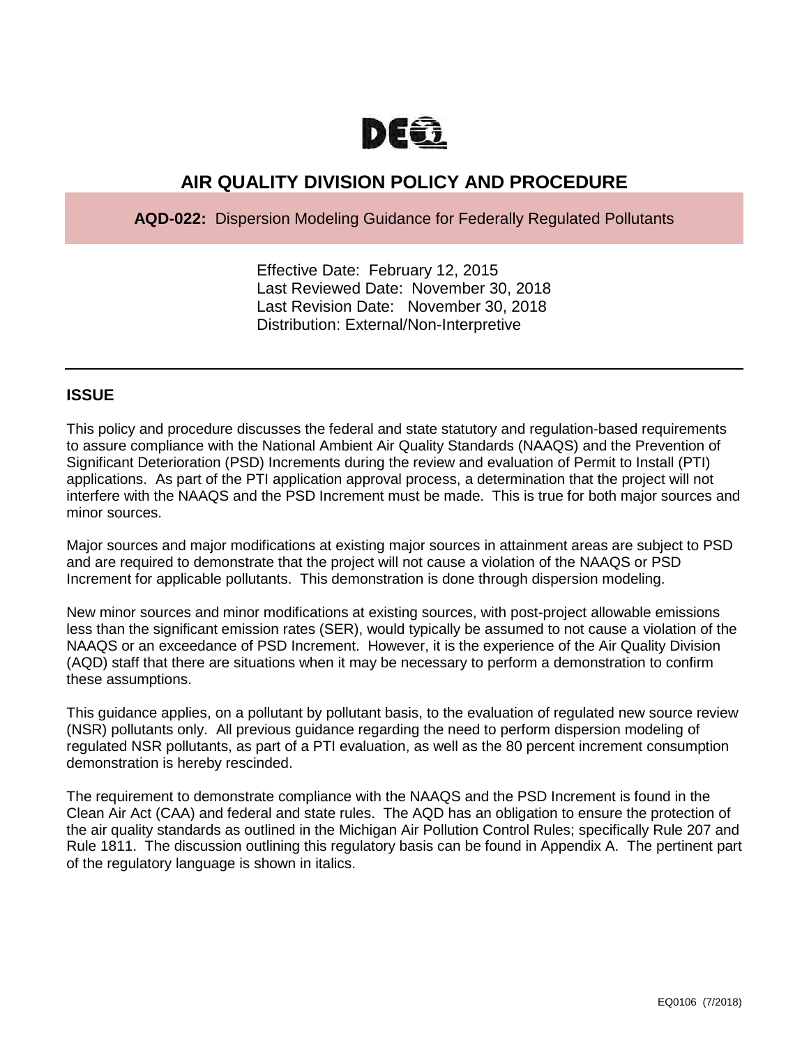DEQ

# AIR QUALITY DIVISION POLICY AND PROCEDURE

**AQD-022:** Dispersion Modeling Guidance for Federally Regulated Pollutants

Effective Date: February 12, 2015
Last Reviewed Date: November 30, 2018
Last Revision Date: November 30, 2018
Distribution: External/Non-Interpretive

---

## ISSUE

This policy and procedure discusses the federal and state statutory and regulation-based requirements to assure compliance with the National Ambient Air Quality Standards (NAAQS) and the Prevention of Significant Deterioration (PSD) Increments during the review and evaluation of Permit to Install (PTI) applications. As part of the PTI application approval process, a determination that the project will not interfere with the NAAQS and the PSD Increment must be made. This is true for both major sources and minor sources.

Major sources and major modifications at existing major sources in attainment areas are subject to PSD and are required to demonstrate that the project will not cause a violation of the NAAQS or PSD Increment for applicable pollutants. This demonstration is done through dispersion modeling.

New minor sources and minor modifications at existing sources, with post-project allowable emissions less than the significant emission rates (SER), would typically be assumed to not cause a violation of the NAAQS or an exceedance of PSD Increment. However, it is the experience of the Air Quality Division (AQD) staff that there are situations when it may be necessary to perform a demonstration to confirm these assumptions.

This guidance applies, on a pollutant by pollutant basis, to the evaluation of regulated new source review (NSR) pollutants only. All previous guidance regarding the need to perform dispersion modeling of regulated NSR pollutants, as part of a PTI evaluation, as well as the 80 percent increment consumption demonstration is hereby rescinded.

The requirement to demonstrate compliance with the NAAQS and the PSD Increment is found in the Clean Air Act (CAA) and federal and state rules. The AQD has an obligation to ensure the protection of the air quality standards as outlined in the Michigan Air Pollution Control Rules; specifically Rule 207 and Rule 1811. The discussion outlining this regulatory basis can be found in Appendix A. The pertinent part of the regulatory language is shown in italics.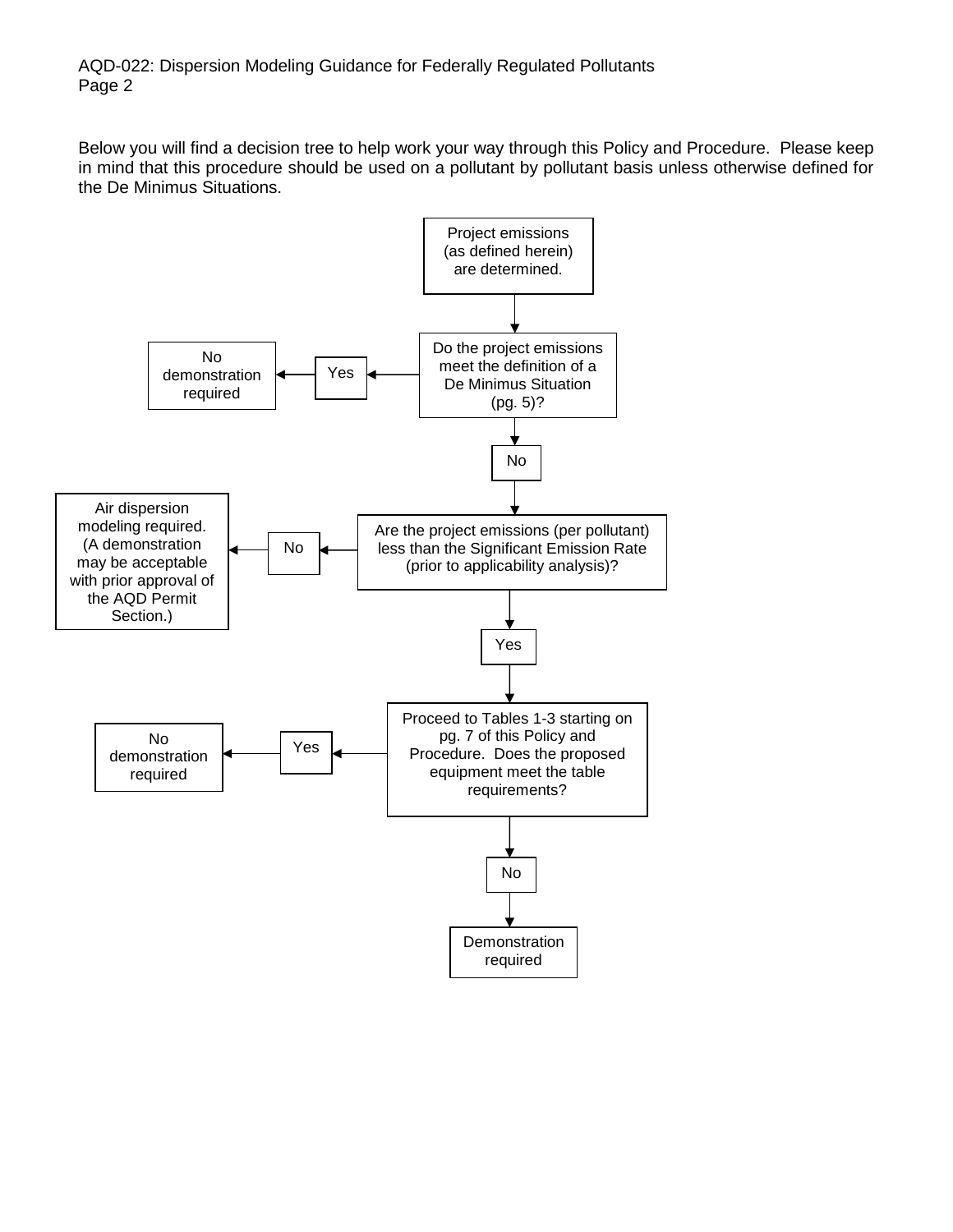Below you will find a decision tree to help work your way through this Policy and Procedure. Please keep in mind that this procedure should be used on a pollutant by pollutant basis unless otherwise defined for the De Minimus Situations.

Project emissions (as defined herein) are determined.

Do the project emissions meet the definition of a De Minimus Situation (pg. 5)?

Yes → No demonstration required

No ↓

Are the project emissions (per pollutant) less than the Significant Emission Rate (prior to applicability analysis)?

No → Air dispersion modeling required. (A demonstration may be acceptable with prior approval of the AQD Permit Section.)

Yes ↓

Proceed to Tables 1-3 starting on pg. 7 of this Policy and Procedure. Does the proposed equipment meet the table requirements?

Yes → No demonstration required

No ↓

Demonstration required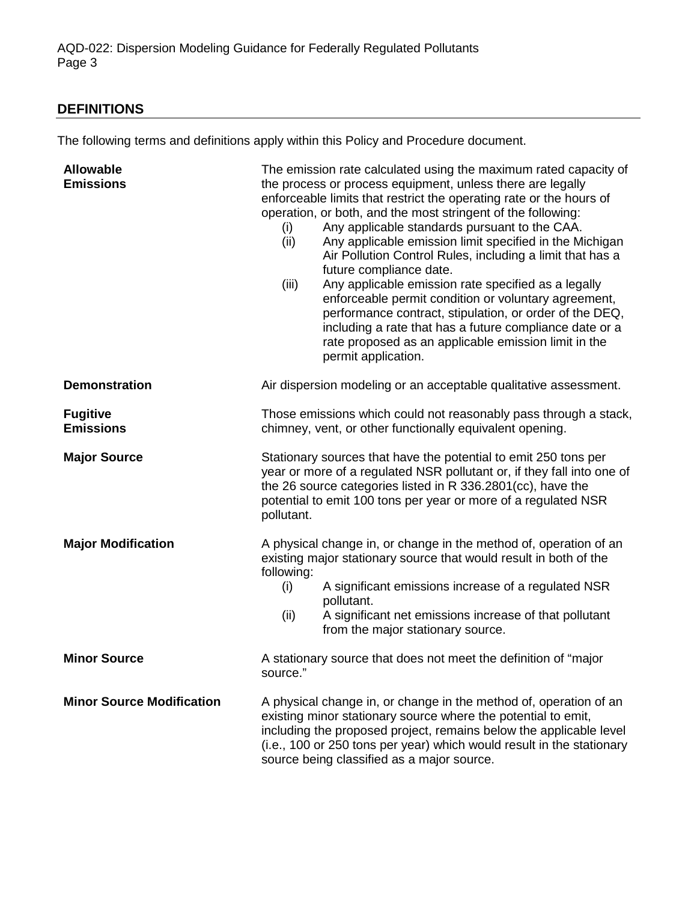## DEFINITIONS

The following terms and definitions apply within this Policy and Procedure document.

**Allowable Emissions**

The emission rate calculated using the maximum rated capacity of the process or process equipment, unless there are legally enforceable limits that restrict the operating rate or the hours of operation, or both, and the most stringent of the following:

- (i) Any applicable standards pursuant to the CAA.
- (ii) Any applicable emission limit specified in the Michigan Air Pollution Control Rules, including a limit that has a future compliance date.
- (iii) Any applicable emission rate specified as a legally enforceable permit condition or voluntary agreement, performance contract, stipulation, or order of the DEQ, including a rate that has a future compliance date or a rate proposed as an applicable emission limit in the permit application.

**Demonstration**

Air dispersion modeling or an acceptable qualitative assessment.

**Fugitive Emissions**

Those emissions which could not reasonably pass through a stack, chimney, vent, or other functionally equivalent opening.

**Major Source**

Stationary sources that have the potential to emit 250 tons per year or more of a regulated NSR pollutant or, if they fall into one of the 26 source categories listed in R 336.2801(cc), have the potential to emit 100 tons per year or more of a regulated NSR pollutant.

**Major Modification**

A physical change in, or change in the method of, operation of an existing major stationary source that would result in both of the following:

- (i) A significant emissions increase of a regulated NSR pollutant.
- (ii) A significant net emissions increase of that pollutant from the major stationary source.

**Minor Source**

A stationary source that does not meet the definition of "major source."

**Minor Source Modification**

A physical change in, or change in the method of, operation of an existing minor stationary source where the potential to emit, including the proposed project, remains below the applicable level (i.e., 100 or 250 tons per year) which would result in the stationary source being classified as a major source.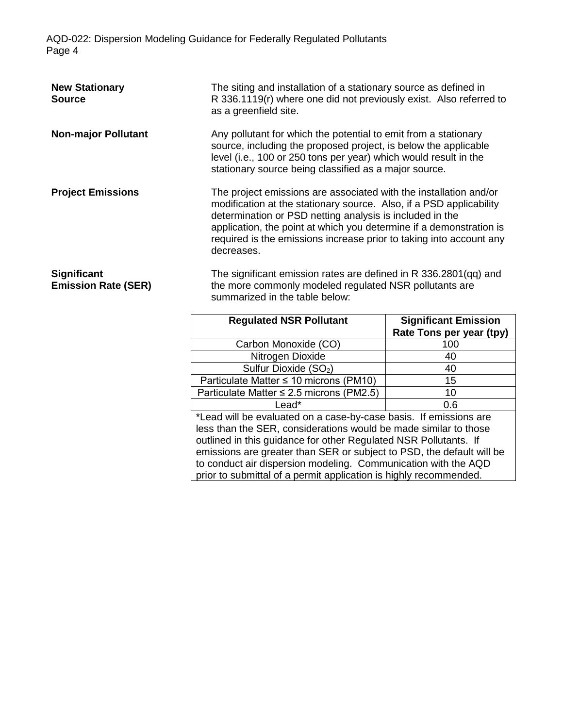**New Stationary Source**

The siting and installation of a stationary source as defined in R 336.1119(r) where one did not previously exist. Also referred to as a greenfield site.

**Non-major Pollutant**

Any pollutant for which the potential to emit from a stationary source, including the proposed project, is below the applicable level (i.e., 100 or 250 tons per year) which would result in the stationary source being classified as a major source.

**Project Emissions**

The project emissions are associated with the installation and/or modification at the stationary source. Also, if a PSD applicability determination or PSD netting analysis is included in the application, the point at which you determine if a demonstration is required is the emissions increase prior to taking into account any decreases.

**Significant Emission Rate (SER)**

The significant emission rates are defined in R 336.2801(qq) and the more commonly modeled regulated NSR pollutants are summarized in the table below:

| Regulated NSR Pollutant | Significant Emission Rate Tons per year (tpy) |
|---|---|
| Carbon Monoxide (CO) | 100 |
| Nitrogen Dioxide | 40 |
| Sulfur Dioxide ($SO_2$) | 40 |
| Particulate Matter ≤ 10 microns (PM10) | 15 |
| Particulate Matter ≤ 2.5 microns (PM2.5) | 10 |
| Lead* | 0.6 |

*Lead will be evaluated on a case-by-case basis. If emissions are less than the SER, considerations would be made similar to those outlined in this guidance for other Regulated NSR Pollutants. If emissions are greater than SER or subject to PSD, the default will be to conduct air dispersion modeling. Communication with the AQD prior to submittal of a permit application is highly recommended.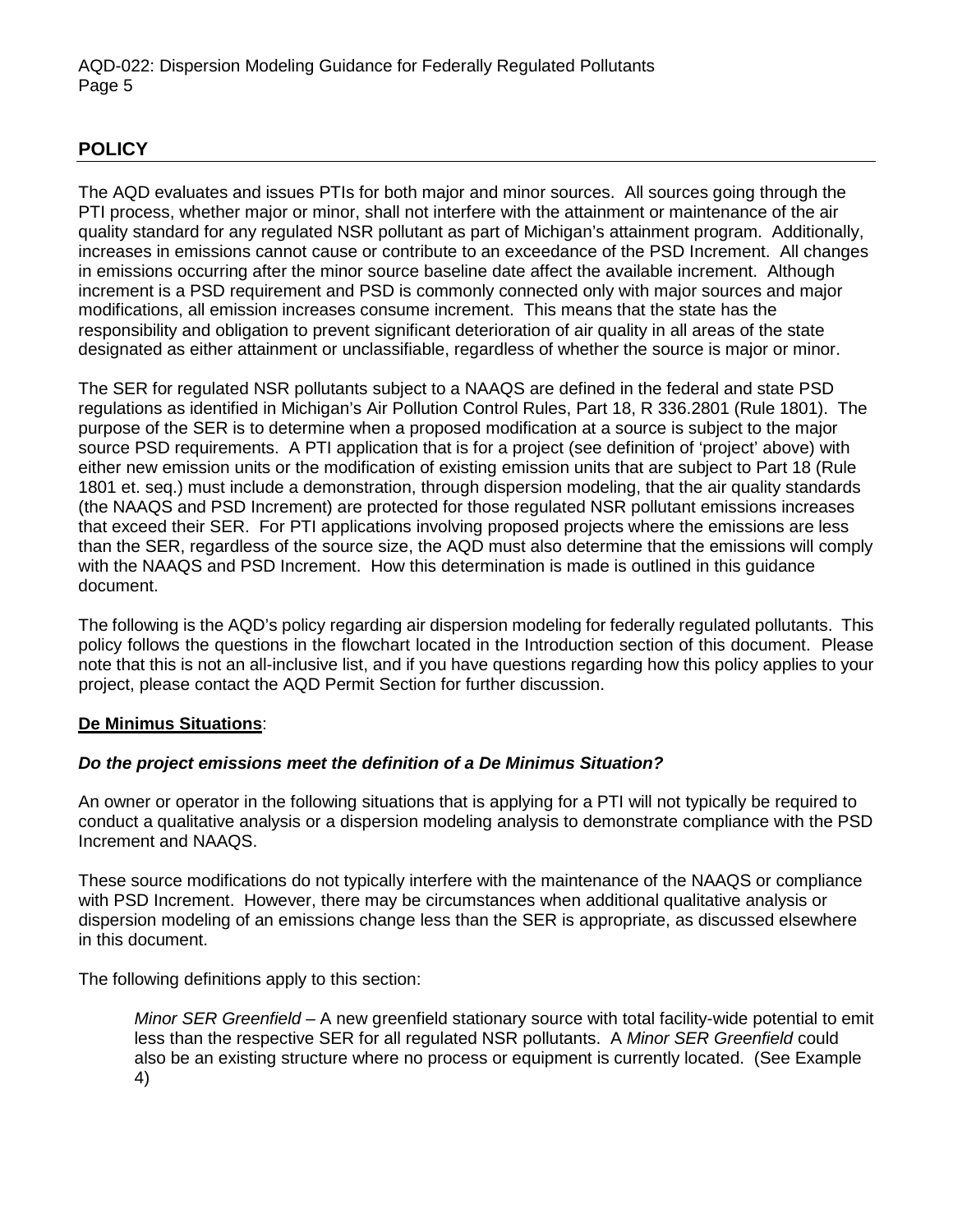## POLICY

The AQD evaluates and issues PTIs for both major and minor sources. All sources going through the PTI process, whether major or minor, shall not interfere with the attainment or maintenance of the air quality standard for any regulated NSR pollutant as part of Michigan's attainment program. Additionally, increases in emissions cannot cause or contribute to an exceedance of the PSD Increment. All changes in emissions occurring after the minor source baseline date affect the available increment. Although increment is a PSD requirement and PSD is commonly connected only with major sources and major modifications, all emission increases consume increment. This means that the state has the responsibility and obligation to prevent significant deterioration of air quality in all areas of the state designated as either attainment or unclassifiable, regardless of whether the source is major or minor.

The SER for regulated NSR pollutants subject to a NAAQS are defined in the federal and state PSD regulations as identified in Michigan's Air Pollution Control Rules, Part 18, R 336.2801 (Rule 1801). The purpose of the SER is to determine when a proposed modification at a source is subject to the major source PSD requirements. A PTI application that is for a project (see definition of 'project' above) with either new emission units or the modification of existing emission units that are subject to Part 18 (Rule 1801 et. seq.) must include a demonstration, through dispersion modeling, that the air quality standards (the NAAQS and PSD Increment) are protected for those regulated NSR pollutant emissions increases that exceed their SER. For PTI applications involving proposed projects where the emissions are less than the SER, regardless of the source size, the AQD must also determine that the emissions will comply with the NAAQS and PSD Increment. How this determination is made is outlined in this guidance document.

The following is the AQD's policy regarding air dispersion modeling for federally regulated pollutants. This policy follows the questions in the flowchart located in the Introduction section of this document. Please note that this is not an all-inclusive list, and if you have questions regarding how this policy applies to your project, please contact the AQD Permit Section for further discussion.

**De Minimus Situations**:

***Do the project emissions meet the definition of a De Minimus Situation?***

An owner or operator in the following situations that is applying for a PTI will not typically be required to conduct a qualitative analysis or a dispersion modeling analysis to demonstrate compliance with the PSD Increment and NAAQS.

These source modifications do not typically interfere with the maintenance of the NAAQS or compliance with PSD Increment. However, there may be circumstances when additional qualitative analysis or dispersion modeling of an emissions change less than the SER is appropriate, as discussed elsewhere in this document.

The following definitions apply to this section:

> *Minor SER Greenfield* – A new greenfield stationary source with total facility-wide potential to emit less than the respective SER for all regulated NSR pollutants. A *Minor SER Greenfield* could also be an existing structure where no process or equipment is currently located. (See Example 4)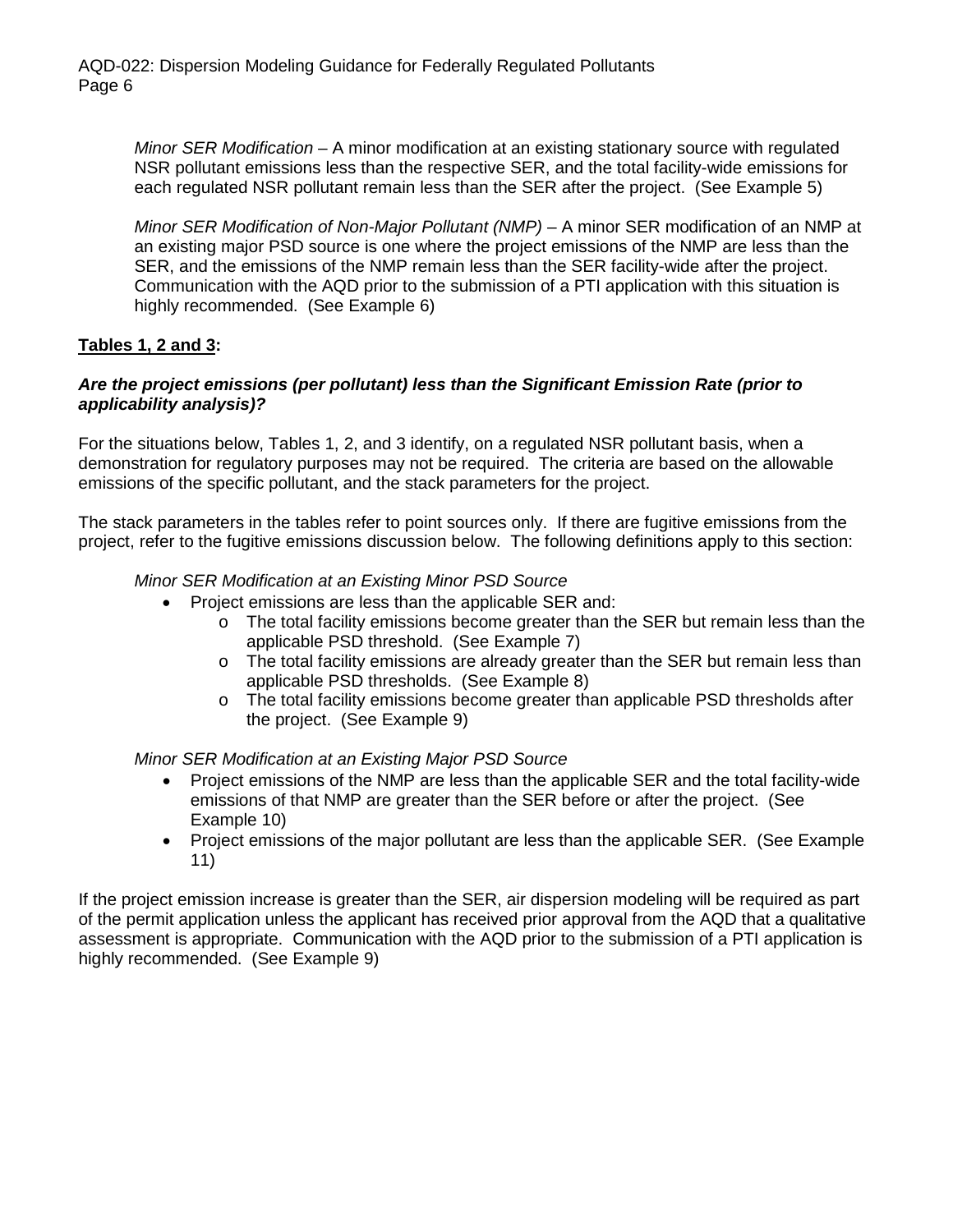*Minor SER Modification* – A minor modification at an existing stationary source with regulated NSR pollutant emissions less than the respective SER, and the total facility-wide emissions for each regulated NSR pollutant remain less than the SER after the project. (See Example 5)

*Minor SER Modification of Non-Major Pollutant (NMP)* – A minor SER modification of an NMP at an existing major PSD source is one where the project emissions of the NMP are less than the SER, and the emissions of the NMP remain less than the SER facility-wide after the project. Communication with the AQD prior to the submission of a PTI application with this situation is highly recommended. (See Example 6)

**Tables 1, 2 and 3:**

***Are the project emissions (per pollutant) less than the Significant Emission Rate (prior to applicability analysis)?***

For the situations below, Tables 1, 2, and 3 identify, on a regulated NSR pollutant basis, when a demonstration for regulatory purposes may not be required. The criteria are based on the allowable emissions of the specific pollutant, and the stack parameters for the project.

The stack parameters in the tables refer to point sources only. If there are fugitive emissions from the project, refer to the fugitive emissions discussion below. The following definitions apply to this section:

*Minor SER Modification at an Existing Minor PSD Source*

- Project emissions are less than the applicable SER and:
  - The total facility emissions become greater than the SER but remain less than the applicable PSD threshold. (See Example 7)
  - The total facility emissions are already greater than the SER but remain less than applicable PSD thresholds. (See Example 8)
  - The total facility emissions become greater than applicable PSD thresholds after the project. (See Example 9)

*Minor SER Modification at an Existing Major PSD Source*

- Project emissions of the NMP are less than the applicable SER and the total facility-wide emissions of that NMP are greater than the SER before or after the project. (See Example 10)
- Project emissions of the major pollutant are less than the applicable SER. (See Example 11)

If the project emission increase is greater than the SER, air dispersion modeling will be required as part of the permit application unless the applicant has received prior approval from the AQD that a qualitative assessment is appropriate. Communication with the AQD prior to the submission of a PTI application is highly recommended. (See Example 9)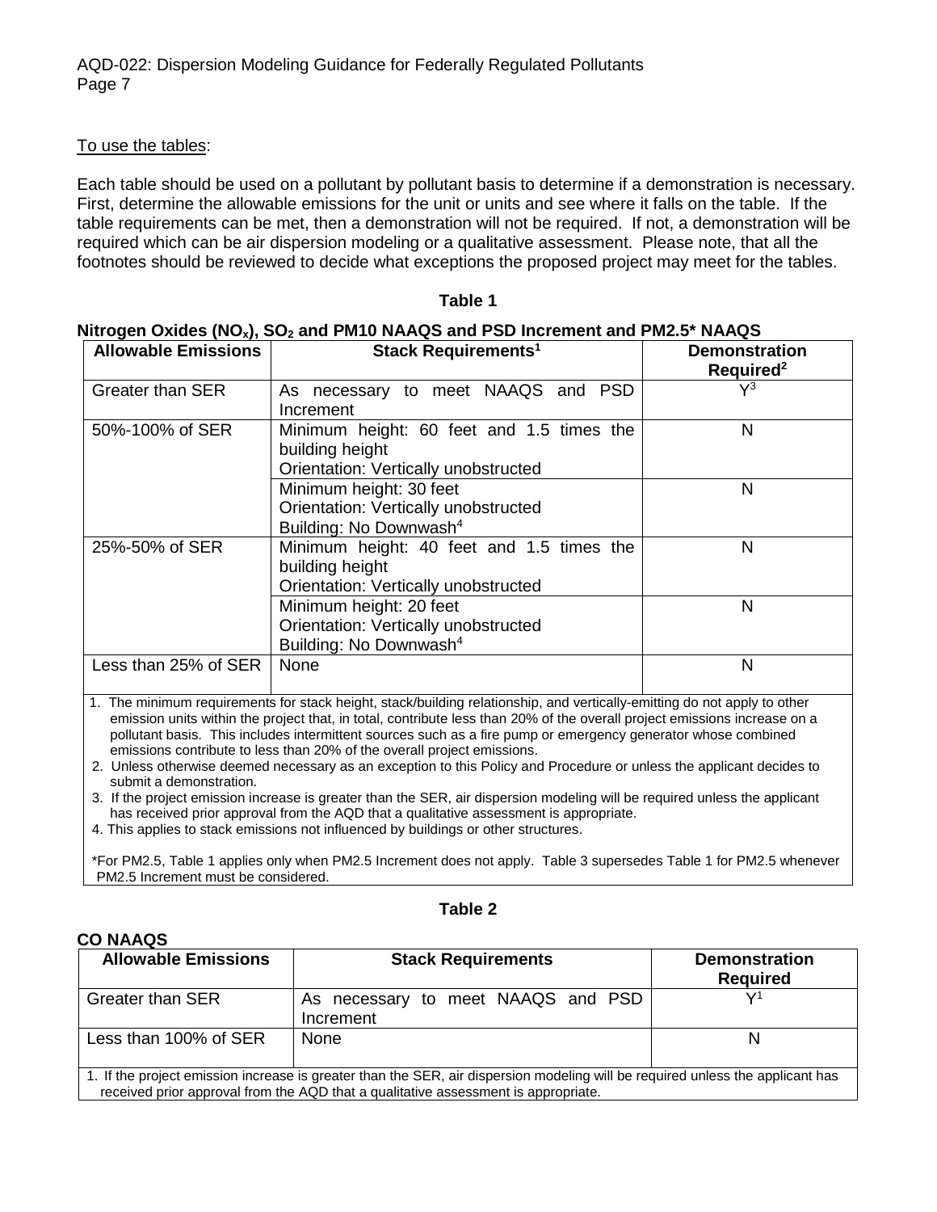To use the tables:

Each table should be used on a pollutant by pollutant basis to determine if a demonstration is necessary. First, determine the allowable emissions for the unit or units and see where it falls on the table. If the table requirements can be met, then a demonstration will not be required. If not, a demonstration will be required which can be air dispersion modeling or a qualitative assessment. Please note, that all the footnotes should be reviewed to decide what exceptions the proposed project may meet for the tables.

**Table 1**

**Nitrogen Oxides ($NO_x$), $SO_2$ and PM10 NAAQS and PSD Increment and PM2.5* NAAQS**

| Allowable Emissions | Stack Requirements[1] | Demonstration Required[2] |
|---|---|---|
| Greater than SER | As necessary to meet NAAQS and PSD Increment | Y[3] |
| 50%-100% of SER | Minimum height: 60 feet and 1.5 times the building height<br>Orientation: Vertically unobstructed | N |
| | Minimum height: 30 feet<br>Orientation: Vertically unobstructed<br>Building: No Downwash[4] | N |
| 25%-50% of SER | Minimum height: 40 feet and 1.5 times the building height<br>Orientation: Vertically unobstructed | N |
| | Minimum height: 20 feet<br>Orientation: Vertically unobstructed<br>Building: No Downwash[4] | N |
| Less than 25% of SER | None | N |

1. The minimum requirements for stack height, stack/building relationship, and vertically-emitting do not apply to other emission units within the project that, in total, contribute less than 20% of the overall project emissions increase on a pollutant basis. This includes intermittent sources such as a fire pump or emergency generator whose combined emissions contribute to less than 20% of the overall project emissions.
2. Unless otherwise deemed necessary as an exception to this Policy and Procedure or unless the applicant decides to submit a demonstration.
3. If the project emission increase is greater than the SER, air dispersion modeling will be required unless the applicant has received prior approval from the AQD that a qualitative assessment is appropriate.
4. This applies to stack emissions not influenced by buildings or other structures.

*For PM2.5, Table 1 applies only when PM2.5 Increment does not apply. Table 3 supersedes Table 1 for PM2.5 whenever PM2.5 Increment must be considered.

**Table 2**

**CO NAAQS**

| Allowable Emissions | Stack Requirements | Demonstration Required |
|---|---|---|
| Greater than SER | As necessary to meet NAAQS and PSD Increment | Y[1] |
| Less than 100% of SER | None | N |

1. If the project emission increase is greater than the SER, air dispersion modeling will be required unless the applicant has received prior approval from the AQD that a qualitative assessment is appropriate.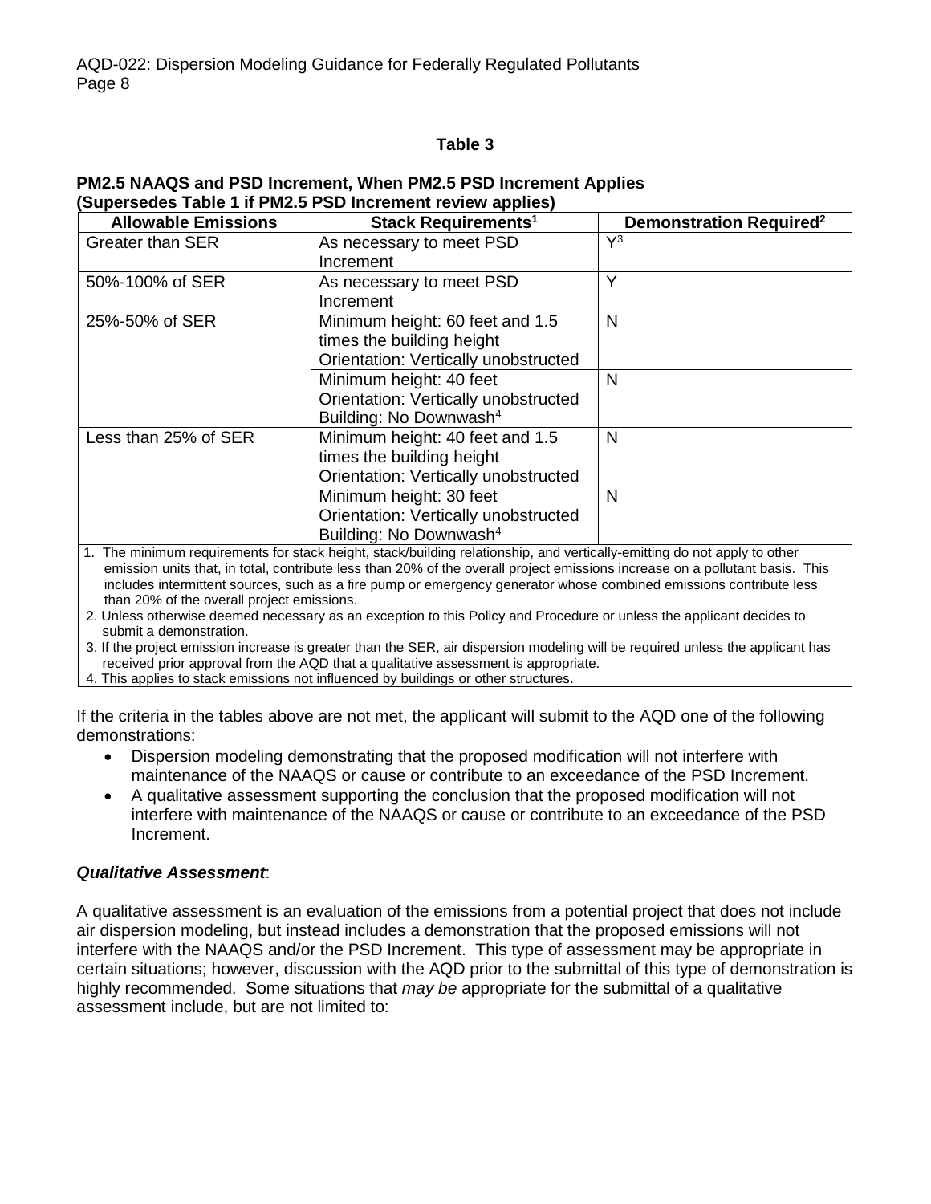**Table 3**

**PM2.5 NAAQS and PSD Increment, When PM2.5 PSD Increment Applies (Supersedes Table 1 if PM2.5 PSD Increment review applies)**

| Allowable Emissions | Stack Requirements[1] | Demonstration Required[2] |
|---|---|---|
| Greater than SER | As necessary to meet PSD Increment | Y[3] |
| 50%-100% of SER | As necessary to meet PSD Increment | Y |
| 25%-50% of SER | Minimum height: 60 feet and 1.5 times the building height<br>Orientation: Vertically unobstructed | N |
| | Minimum height: 40 feet<br>Orientation: Vertically unobstructed<br>Building: No Downwash[4] | N |
| Less than 25% of SER | Minimum height: 40 feet and 1.5 times the building height<br>Orientation: Vertically unobstructed | N |
| | Minimum height: 30 feet<br>Orientation: Vertically unobstructed<br>Building: No Downwash[4] | N |

1. The minimum requirements for stack height, stack/building relationship, and vertically-emitting do not apply to other emission units that, in total, contribute less than 20% of the overall project emissions increase on a pollutant basis. This includes intermittent sources, such as a fire pump or emergency generator whose combined emissions contribute less than 20% of the overall project emissions.
2. Unless otherwise deemed necessary as an exception to this Policy and Procedure or unless the applicant decides to submit a demonstration.
3. If the project emission increase is greater than the SER, air dispersion modeling will be required unless the applicant has received prior approval from the AQD that a qualitative assessment is appropriate.
4. This applies to stack emissions not influenced by buildings or other structures.

If the criteria in the tables above are not met, the applicant will submit to the AQD one of the following demonstrations:

- Dispersion modeling demonstrating that the proposed modification will not interfere with maintenance of the NAAQS or cause or contribute to an exceedance of the PSD Increment.
- A qualitative assessment supporting the conclusion that the proposed modification will not interfere with maintenance of the NAAQS or cause or contribute to an exceedance of the PSD Increment.

***Qualitative Assessment***:

A qualitative assessment is an evaluation of the emissions from a potential project that does not include air dispersion modeling, but instead includes a demonstration that the proposed emissions will not interfere with the NAAQS and/or the PSD Increment. This type of assessment may be appropriate in certain situations; however, discussion with the AQD prior to the submittal of this type of demonstration is highly recommended. Some situations that *may be* appropriate for the submittal of a qualitative assessment include, but are not limited to: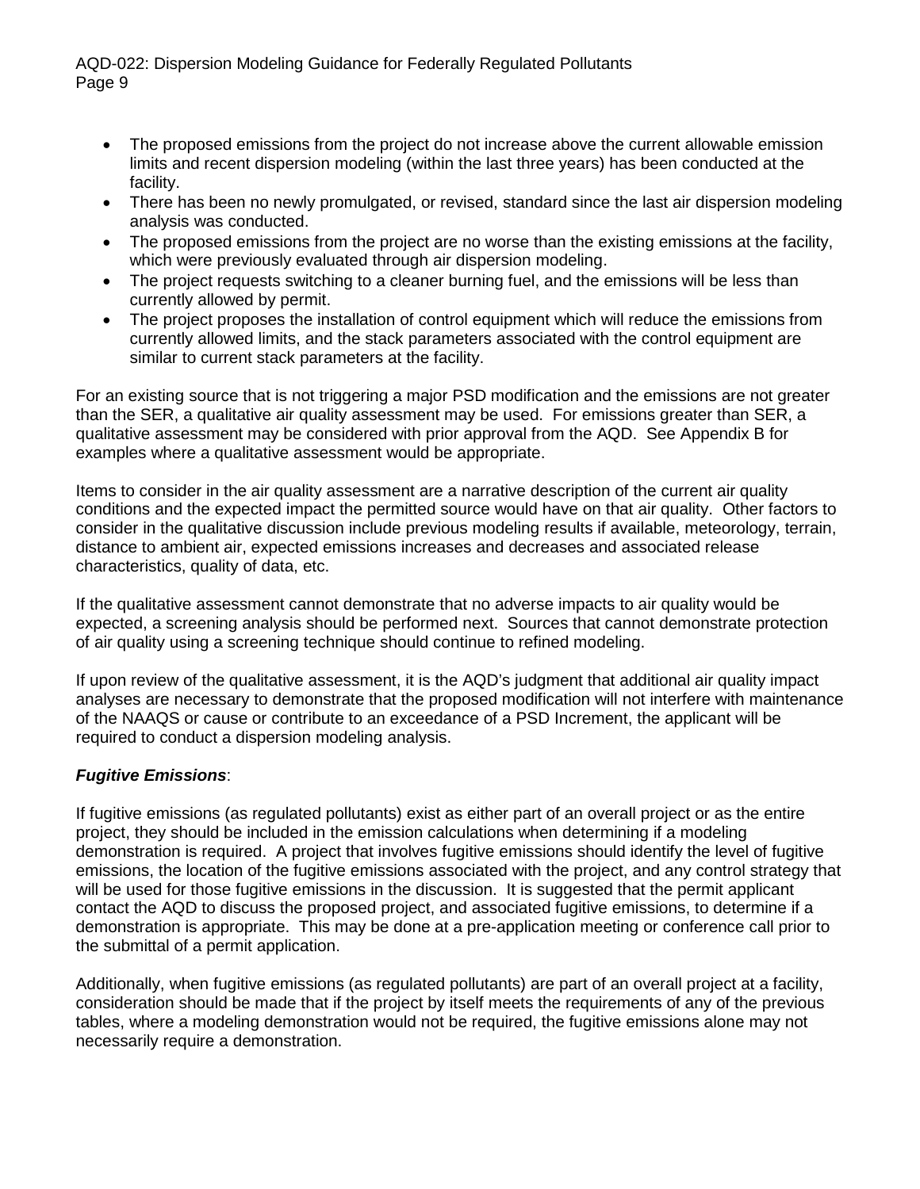- The proposed emissions from the project do not increase above the current allowable emission limits and recent dispersion modeling (within the last three years) has been conducted at the facility.
- There has been no newly promulgated, or revised, standard since the last air dispersion modeling analysis was conducted.
- The proposed emissions from the project are no worse than the existing emissions at the facility, which were previously evaluated through air dispersion modeling.
- The project requests switching to a cleaner burning fuel, and the emissions will be less than currently allowed by permit.
- The project proposes the installation of control equipment which will reduce the emissions from currently allowed limits, and the stack parameters associated with the control equipment are similar to current stack parameters at the facility.

For an existing source that is not triggering a major PSD modification and the emissions are not greater than the SER, a qualitative air quality assessment may be used. For emissions greater than SER, a qualitative assessment may be considered with prior approval from the AQD. See Appendix B for examples where a qualitative assessment would be appropriate.

Items to consider in the air quality assessment are a narrative description of the current air quality conditions and the expected impact the permitted source would have on that air quality. Other factors to consider in the qualitative discussion include previous modeling results if available, meteorology, terrain, distance to ambient air, expected emissions increases and decreases and associated release characteristics, quality of data, etc.

If the qualitative assessment cannot demonstrate that no adverse impacts to air quality would be expected, a screening analysis should be performed next. Sources that cannot demonstrate protection of air quality using a screening technique should continue to refined modeling.

If upon review of the qualitative assessment, it is the AQD's judgment that additional air quality impact analyses are necessary to demonstrate that the proposed modification will not interfere with maintenance of the NAAQS or cause or contribute to an exceedance of a PSD Increment, the applicant will be required to conduct a dispersion modeling analysis.

***Fugitive Emissions***:

If fugitive emissions (as regulated pollutants) exist as either part of an overall project or as the entire project, they should be included in the emission calculations when determining if a modeling demonstration is required. A project that involves fugitive emissions should identify the level of fugitive emissions, the location of the fugitive emissions associated with the project, and any control strategy that will be used for those fugitive emissions in the discussion. It is suggested that the permit applicant contact the AQD to discuss the proposed project, and associated fugitive emissions, to determine if a demonstration is appropriate. This may be done at a pre-application meeting or conference call prior to the submittal of a permit application.

Additionally, when fugitive emissions (as regulated pollutants) are part of an overall project at a facility, consideration should be made that if the project by itself meets the requirements of any of the previous tables, where a modeling demonstration would not be required, the fugitive emissions alone may not necessarily require a demonstration.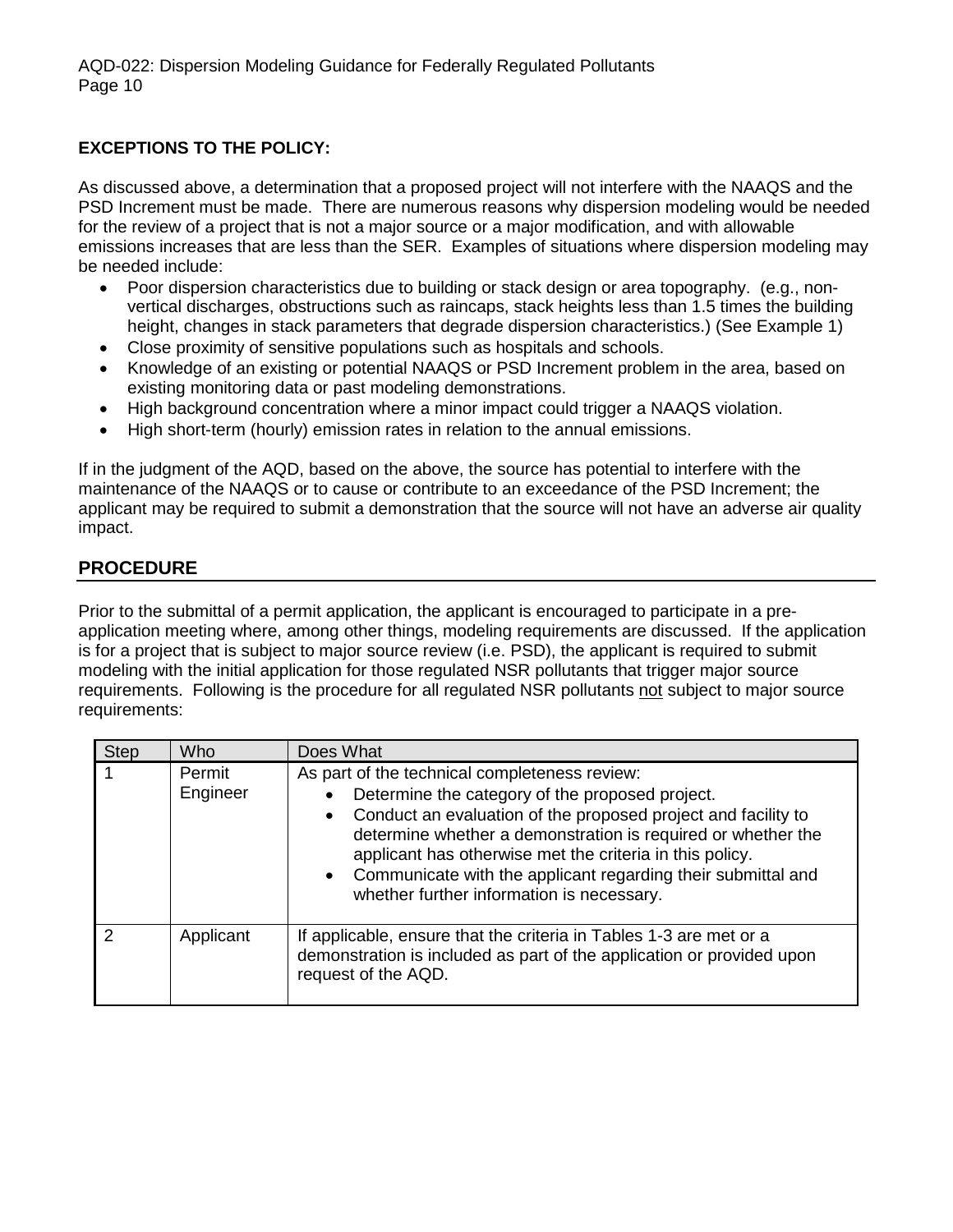**EXCEPTIONS TO THE POLICY:**

As discussed above, a determination that a proposed project will not interfere with the NAAQS and the PSD Increment must be made. There are numerous reasons why dispersion modeling would be needed for the review of a project that is not a major source or a major modification, and with allowable emissions increases that are less than the SER. Examples of situations where dispersion modeling may be needed include:

- Poor dispersion characteristics due to building or stack design or area topography. (e.g., non-vertical discharges, obstructions such as raincaps, stack heights less than 1.5 times the building height, changes in stack parameters that degrade dispersion characteristics.) (See Example 1)
- Close proximity of sensitive populations such as hospitals and schools.
- Knowledge of an existing or potential NAAQS or PSD Increment problem in the area, based on existing monitoring data or past modeling demonstrations.
- High background concentration where a minor impact could trigger a NAAQS violation.
- High short-term (hourly) emission rates in relation to the annual emissions.

If in the judgment of the AQD, based on the above, the source has potential to interfere with the maintenance of the NAAQS or to cause or contribute to an exceedance of the PSD Increment; the applicant may be required to submit a demonstration that the source will not have an adverse air quality impact.

## PROCEDURE

Prior to the submittal of a permit application, the applicant is encouraged to participate in a pre-application meeting where, among other things, modeling requirements are discussed. If the application is for a project that is subject to major source review (i.e. PSD), the applicant is required to submit modeling with the initial application for those regulated NSR pollutants that trigger major source requirements. Following is the procedure for all regulated NSR pollutants not subject to major source requirements:

| Step | Who | Does What |
|---|---|---|
| 1 | Permit Engineer | As part of the technical completeness review:<br>• Determine the category of the proposed project.<br>• Conduct an evaluation of the proposed project and facility to determine whether a demonstration is required or whether the applicant has otherwise met the criteria in this policy.<br>• Communicate with the applicant regarding their submittal and whether further information is necessary. |
| 2 | Applicant | If applicable, ensure that the criteria in Tables 1-3 are met or a demonstration is included as part of the application or provided upon request of the AQD. |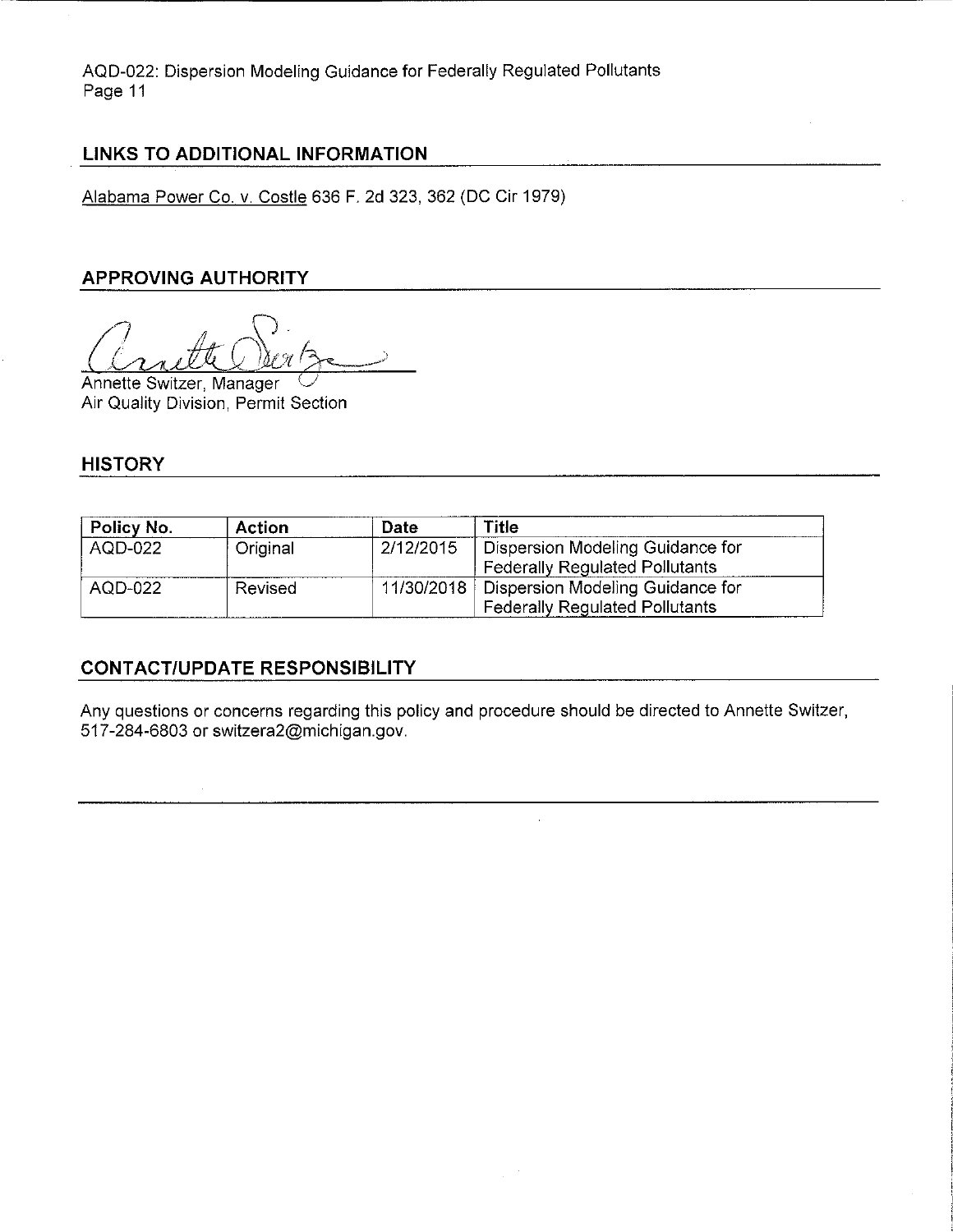## LINKS TO ADDITIONAL INFORMATION

Alabama Power Co. v. Costle 636 F. 2d 323, 362 (DC Cir 1979)

## APPROVING AUTHORITY

Annette Switzer, Manager
Air Quality Division, Permit Section

## HISTORY

| Policy No. | Action | Date | Title |
|---|---|---|---|
| AQD-022 | Original | 2/12/2015 | Dispersion Modeling Guidance for Federally Regulated Pollutants |
| AQD-022 | Revised | 11/30/2018 | Dispersion Modeling Guidance for Federally Regulated Pollutants |

## CONTACT/UPDATE RESPONSIBILITY

Any questions or concerns regarding this policy and procedure should be directed to Annette Switzer, 517-284-6803 or switzera2@michigan.gov.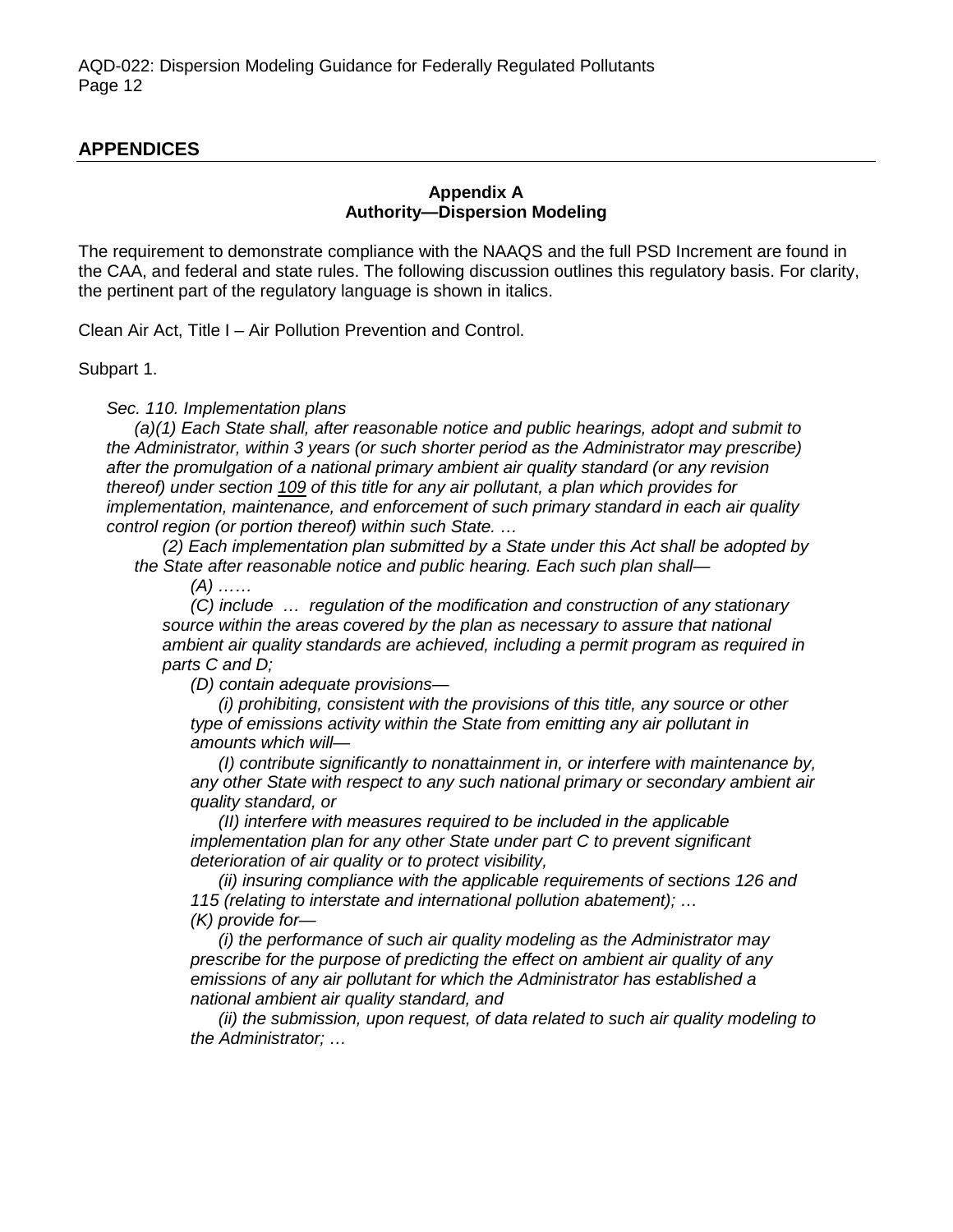## APPENDICES

**Appendix A**
**Authority—Dispersion Modeling**

The requirement to demonstrate compliance with the NAAQS and the full PSD Increment are found in the CAA, and federal and state rules. The following discussion outlines this regulatory basis. For clarity, the pertinent part of the regulatory language is shown in italics.

Clean Air Act, Title I – Air Pollution Prevention and Control.

Subpart 1.

*Sec. 110. Implementation plans*

*(a)(1) Each State shall, after reasonable notice and public hearings, adopt and submit to the Administrator, within 3 years (or such shorter period as the Administrator may prescribe) after the promulgation of a national primary ambient air quality standard (or any revision thereof) under section 109 of this title for any air pollutant, a plan which provides for implementation, maintenance, and enforcement of such primary standard in each air quality control region (or portion thereof) within such State. …*

*(2) Each implementation plan submitted by a State under this Act shall be adopted by the State after reasonable notice and public hearing. Each such plan shall—*

*(A) ……*

*(C) include … regulation of the modification and construction of any stationary source within the areas covered by the plan as necessary to assure that national ambient air quality standards are achieved, including a permit program as required in parts C and D;*

*(D) contain adequate provisions—*

*(i) prohibiting, consistent with the provisions of this title, any source or other type of emissions activity within the State from emitting any air pollutant in amounts which will—*

*(I) contribute significantly to nonattainment in, or interfere with maintenance by, any other State with respect to any such national primary or secondary ambient air quality standard, or*

*(II) interfere with measures required to be included in the applicable implementation plan for any other State under part C to prevent significant deterioration of air quality or to protect visibility,*

*(ii) insuring compliance with the applicable requirements of sections 126 and 115 (relating to interstate and international pollution abatement); …*

*(K) provide for—*

*(i) the performance of such air quality modeling as the Administrator may prescribe for the purpose of predicting the effect on ambient air quality of any emissions of any air pollutant for which the Administrator has established a national ambient air quality standard, and*

*(ii) the submission, upon request, of data related to such air quality modeling to the Administrator; …*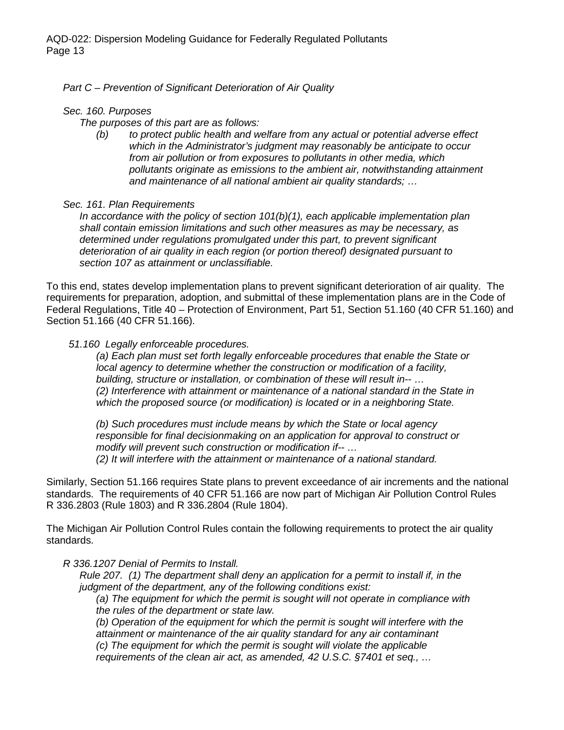*Part C – Prevention of Significant Deterioration of Air Quality*

*Sec. 160. Purposes*

*The purposes of this part are as follows:*

*(b) to protect public health and welfare from any actual or potential adverse effect which in the Administrator's judgment may reasonably be anticipate to occur from air pollution or from exposures to pollutants in other media, which pollutants originate as emissions to the ambient air, notwithstanding attainment and maintenance of all national ambient air quality standards; …*

*Sec. 161. Plan Requirements*

*In accordance with the policy of section 101(b)(1), each applicable implementation plan shall contain emission limitations and such other measures as may be necessary, as determined under regulations promulgated under this part, to prevent significant deterioration of air quality in each region (or portion thereof) designated pursuant to section 107 as attainment or unclassifiable.*

To this end, states develop implementation plans to prevent significant deterioration of air quality. The requirements for preparation, adoption, and submittal of these implementation plans are in the Code of Federal Regulations, Title 40 – Protection of Environment, Part 51, Section 51.160 (40 CFR 51.160) and Section 51.166 (40 CFR 51.166).

*51.160 Legally enforceable procedures.*

*(a) Each plan must set forth legally enforceable procedures that enable the State or local agency to determine whether the construction or modification of a facility, building, structure or installation, or combination of these will result in-- …*
*(2) Interference with attainment or maintenance of a national standard in the State in which the proposed source (or modification) is located or in a neighboring State.*

*(b) Such procedures must include means by which the State or local agency responsible for final decisionmaking on an application for approval to construct or modify will prevent such construction or modification if-- …*
*(2) It will interfere with the attainment or maintenance of a national standard.*

Similarly, Section 51.166 requires State plans to prevent exceedance of air increments and the national standards. The requirements of 40 CFR 51.166 are now part of Michigan Air Pollution Control Rules R 336.2803 (Rule 1803) and R 336.2804 (Rule 1804).

The Michigan Air Pollution Control Rules contain the following requirements to protect the air quality standards.

*R 336.1207 Denial of Permits to Install.*

*Rule 207. (1) The department shall deny an application for a permit to install if, in the judgment of the department, any of the following conditions exist:*

*(a) The equipment for which the permit is sought will not operate in compliance with the rules of the department or state law.*
*(b) Operation of the equipment for which the permit is sought will interfere with the attainment or maintenance of the air quality standard for any air contaminant*
*(c) The equipment for which the permit is sought will violate the applicable requirements of the clean air act, as amended, 42 U.S.C. §7401 et seq., …*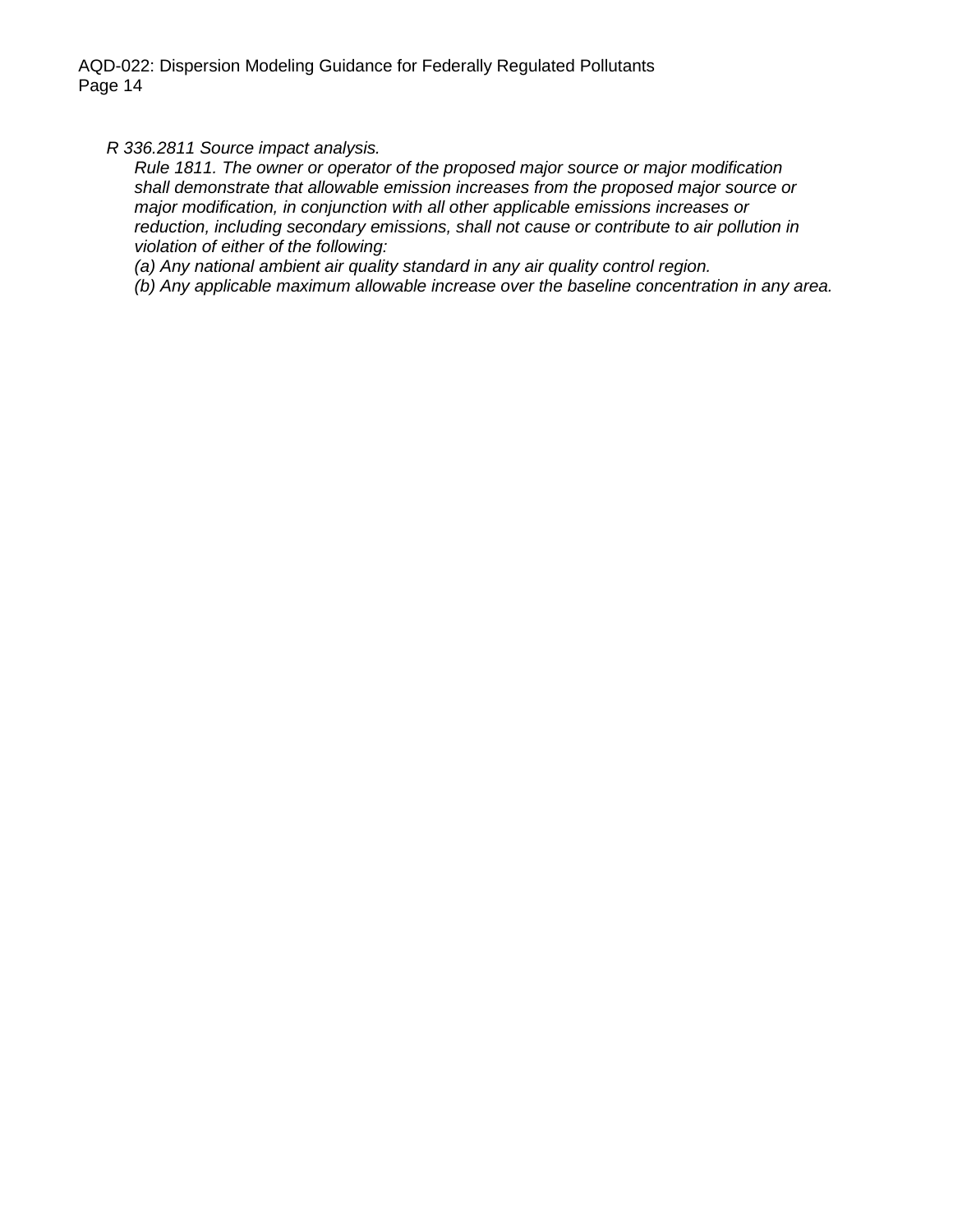*R 336.2811 Source impact analysis.*

*Rule 1811. The owner or operator of the proposed major source or major modification shall demonstrate that allowable emission increases from the proposed major source or major modification, in conjunction with all other applicable emissions increases or reduction, including secondary emissions, shall not cause or contribute to air pollution in violation of either of the following:*

*(a) Any national ambient air quality standard in any air quality control region.*

*(b) Any applicable maximum allowable increase over the baseline concentration in any area.*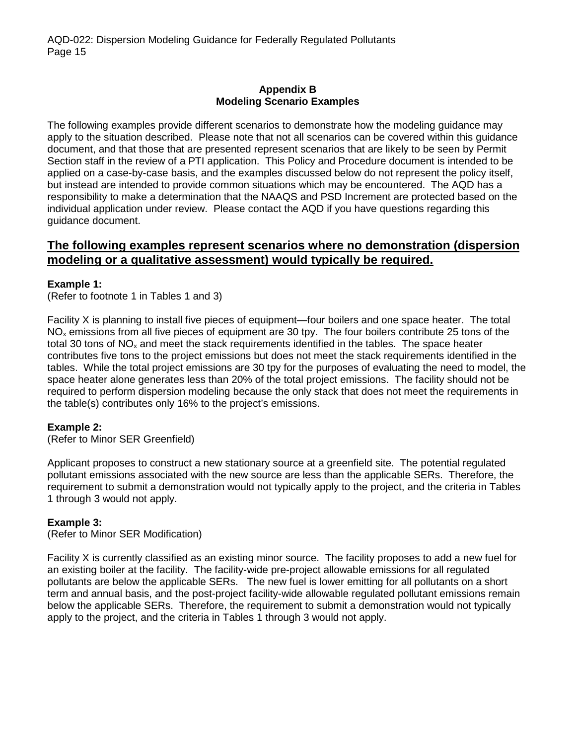## Appendix B
## Modeling Scenario Examples

The following examples provide different scenarios to demonstrate how the modeling guidance may apply to the situation described. Please note that not all scenarios can be covered within this guidance document, and that those that are presented represent scenarios that are likely to be seen by Permit Section staff in the review of a PTI application. This Policy and Procedure document is intended to be applied on a case-by-case basis, and the examples discussed below do not represent the policy itself, but instead are intended to provide common situations which may be encountered. The AQD has a responsibility to make a determination that the NAAQS and PSD Increment are protected based on the individual application under review. Please contact the AQD if you have questions regarding this guidance document.

## The following examples represent scenarios where no demonstration (dispersion modeling or a qualitative assessment) would typically be required.

**Example 1:**
(Refer to footnote 1 in Tables 1 and 3)

Facility X is planning to install five pieces of equipment—four boilers and one space heater. The total $NO_x$ emissions from all five pieces of equipment are 30 tpy. The four boilers contribute 25 tons of the total 30 tons of $NO_x$ and meet the stack requirements identified in the tables. The space heater contributes five tons to the project emissions but does not meet the stack requirements identified in the tables. While the total project emissions are 30 tpy for the purposes of evaluating the need to model, the space heater alone generates less than 20% of the total project emissions. The facility should not be required to perform dispersion modeling because the only stack that does not meet the requirements in the table(s) contributes only 16% to the project's emissions.

**Example 2:**
(Refer to Minor SER Greenfield)

Applicant proposes to construct a new stationary source at a greenfield site. The potential regulated pollutant emissions associated with the new source are less than the applicable SERs. Therefore, the requirement to submit a demonstration would not typically apply to the project, and the criteria in Tables 1 through 3 would not apply.

**Example 3:**
(Refer to Minor SER Modification)

Facility X is currently classified as an existing minor source. The facility proposes to add a new fuel for an existing boiler at the facility. The facility-wide pre-project allowable emissions for all regulated pollutants are below the applicable SERs. The new fuel is lower emitting for all pollutants on a short term and annual basis, and the post-project facility-wide allowable regulated pollutant emissions remain below the applicable SERs. Therefore, the requirement to submit a demonstration would not typically apply to the project, and the criteria in Tables 1 through 3 would not apply.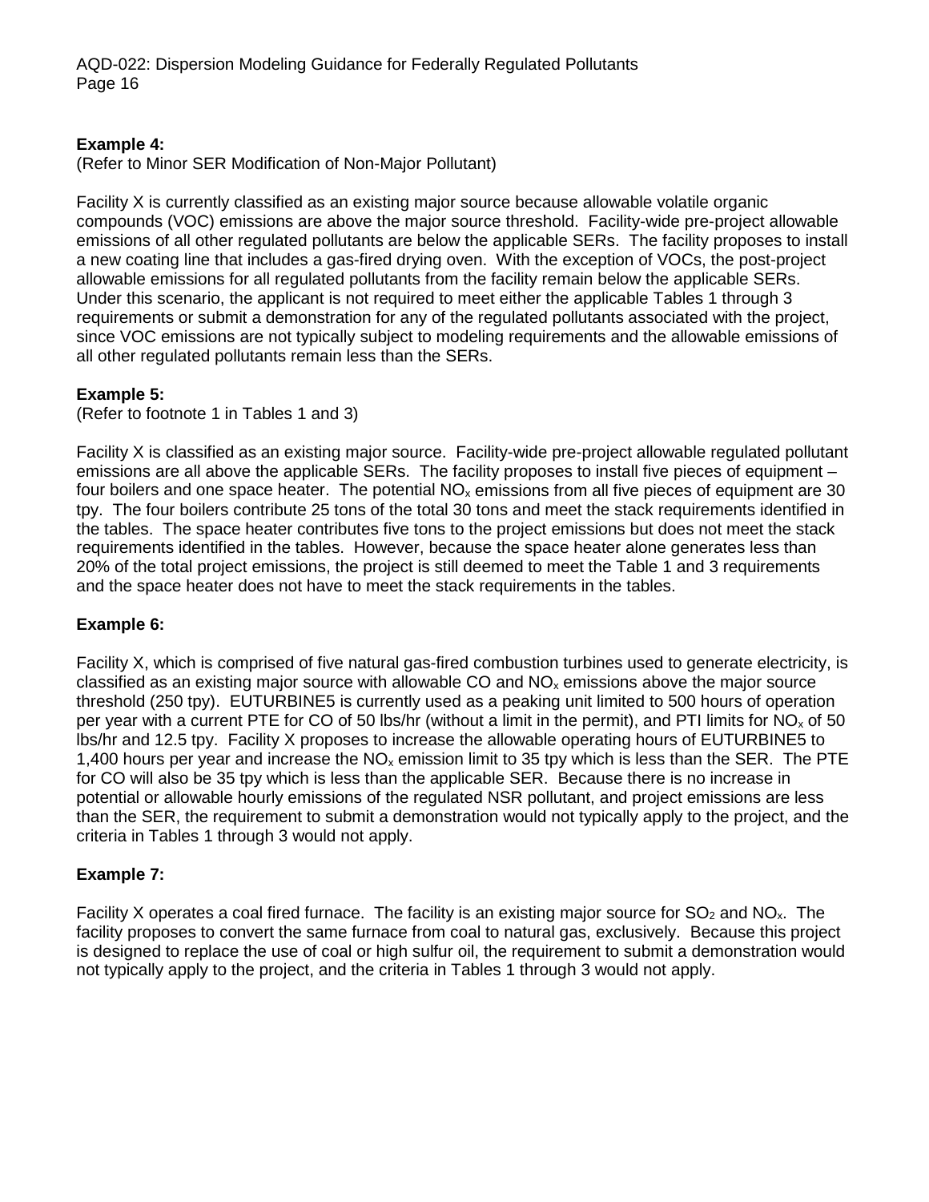**Example 4:**
(Refer to Minor SER Modification of Non-Major Pollutant)

Facility X is currently classified as an existing major source because allowable volatile organic compounds (VOC) emissions are above the major source threshold. Facility-wide pre-project allowable emissions of all other regulated pollutants are below the applicable SERs. The facility proposes to install a new coating line that includes a gas-fired drying oven. With the exception of VOCs, the post-project allowable emissions for all regulated pollutants from the facility remain below the applicable SERs. Under this scenario, the applicant is not required to meet either the applicable Tables 1 through 3 requirements or submit a demonstration for any of the regulated pollutants associated with the project, since VOC emissions are not typically subject to modeling requirements and the allowable emissions of all other regulated pollutants remain less than the SERs.

**Example 5:**
(Refer to footnote 1 in Tables 1 and 3)

Facility X is classified as an existing major source. Facility-wide pre-project allowable regulated pollutant emissions are all above the applicable SERs. The facility proposes to install five pieces of equipment – four boilers and one space heater. The potential $NO_x$ emissions from all five pieces of equipment are 30 tpy. The four boilers contribute 25 tons of the total 30 tons and meet the stack requirements identified in the tables. The space heater contributes five tons to the project emissions but does not meet the stack requirements identified in the tables. However, because the space heater alone generates less than 20% of the total project emissions, the project is still deemed to meet the Table 1 and 3 requirements and the space heater does not have to meet the stack requirements in the tables.

**Example 6:**

Facility X, which is comprised of five natural gas-fired combustion turbines used to generate electricity, is classified as an existing major source with allowable CO and $NO_x$ emissions above the major source threshold (250 tpy). EUTURBINE5 is currently used as a peaking unit limited to 500 hours of operation per year with a current PTE for CO of 50 lbs/hr (without a limit in the permit), and PTI limits for $NO_x$ of 50 lbs/hr and 12.5 tpy. Facility X proposes to increase the allowable operating hours of EUTURBINE5 to 1,400 hours per year and increase the $NO_x$ emission limit to 35 tpy which is less than the SER. The PTE for CO will also be 35 tpy which is less than the applicable SER. Because there is no increase in potential or allowable hourly emissions of the regulated NSR pollutant, and project emissions are less than the SER, the requirement to submit a demonstration would not typically apply to the project, and the criteria in Tables 1 through 3 would not apply.

**Example 7:**

Facility X operates a coal fired furnace. The facility is an existing major source for $SO_2$ and $NO_x$. The facility proposes to convert the same furnace from coal to natural gas, exclusively. Because this project is designed to replace the use of coal or high sulfur oil, the requirement to submit a demonstration would not typically apply to the project, and the criteria in Tables 1 through 3 would not apply.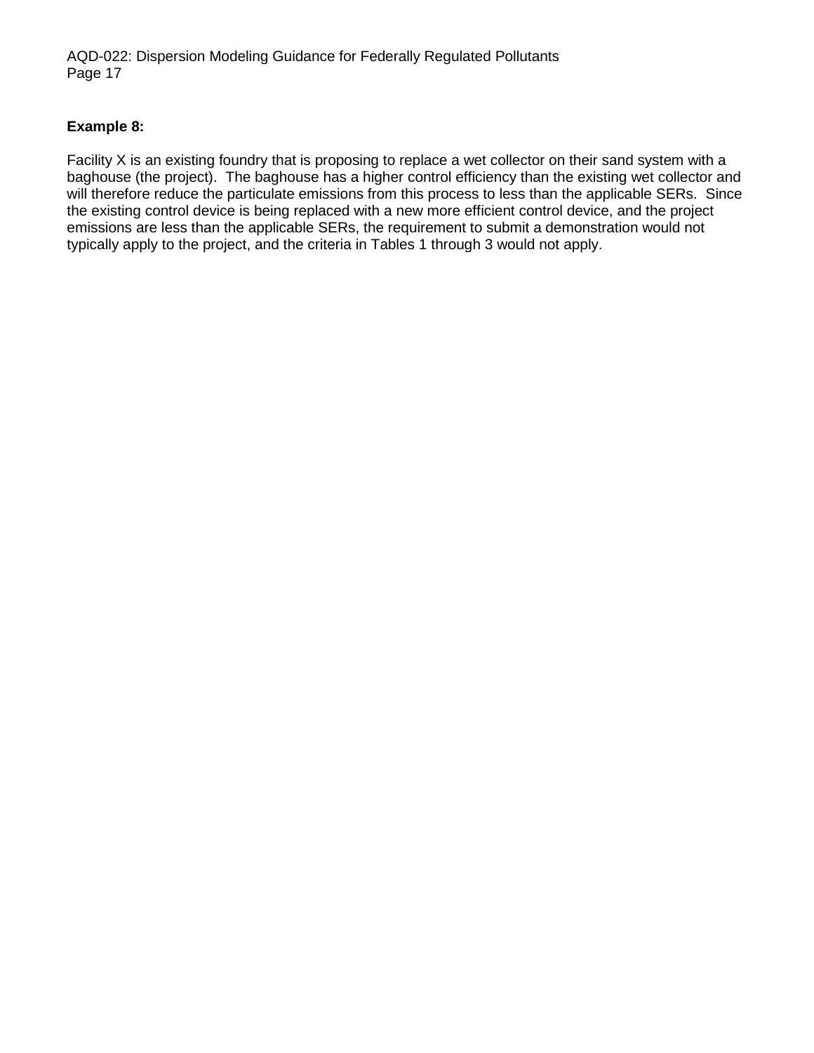**Example 8:**

Facility X is an existing foundry that is proposing to replace a wet collector on their sand system with a baghouse (the project). The baghouse has a higher control efficiency than the existing wet collector and will therefore reduce the particulate emissions from this process to less than the applicable SERs. Since the existing control device is being replaced with a new more efficient control device, and the project emissions are less than the applicable SERs, the requirement to submit a demonstration would not typically apply to the project, and the criteria in Tables 1 through 3 would not apply.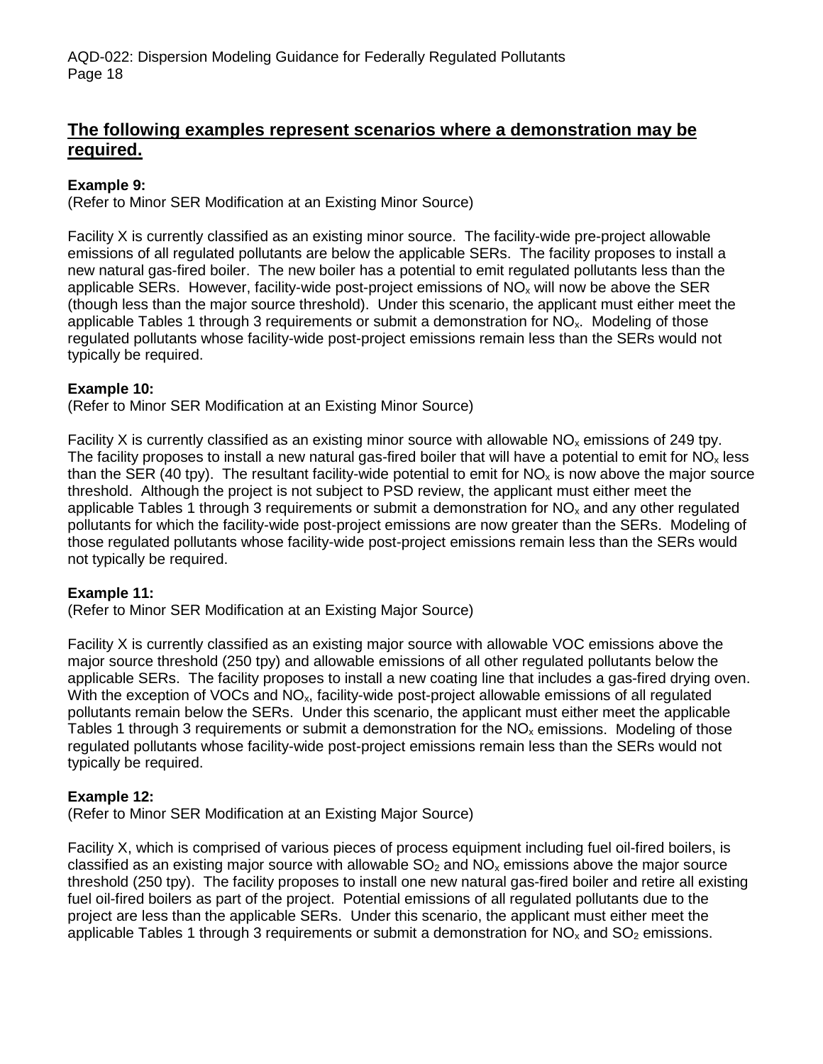## **The following examples represent scenarios where a demonstration may be required.**

**Example 9:**
(Refer to Minor SER Modification at an Existing Minor Source)

Facility X is currently classified as an existing minor source. The facility-wide pre-project allowable emissions of all regulated pollutants are below the applicable SERs. The facility proposes to install a new natural gas-fired boiler. The new boiler has a potential to emit regulated pollutants less than the applicable SERs. However, facility-wide post-project emissions of $NO_x$ will now be above the SER (though less than the major source threshold). Under this scenario, the applicant must either meet the applicable Tables 1 through 3 requirements or submit a demonstration for $NO_x$. Modeling of those regulated pollutants whose facility-wide post-project emissions remain less than the SERs would not typically be required.

**Example 10:**
(Refer to Minor SER Modification at an Existing Minor Source)

Facility X is currently classified as an existing minor source with allowable $NO_x$ emissions of 249 tpy. The facility proposes to install a new natural gas-fired boiler that will have a potential to emit for $NO_x$ less than the SER (40 tpy). The resultant facility-wide potential to emit for $NO_x$ is now above the major source threshold. Although the project is not subject to PSD review, the applicant must either meet the applicable Tables 1 through 3 requirements or submit a demonstration for $NO_x$ and any other regulated pollutants for which the facility-wide post-project emissions are now greater than the SERs. Modeling of those regulated pollutants whose facility-wide post-project emissions remain less than the SERs would not typically be required.

**Example 11:**
(Refer to Minor SER Modification at an Existing Major Source)

Facility X is currently classified as an existing major source with allowable VOC emissions above the major source threshold (250 tpy) and allowable emissions of all other regulated pollutants below the applicable SERs. The facility proposes to install a new coating line that includes a gas-fired drying oven. With the exception of VOCs and $NO_x$, facility-wide post-project allowable emissions of all regulated pollutants remain below the SERs. Under this scenario, the applicant must either meet the applicable Tables 1 through 3 requirements or submit a demonstration for the $NO_x$ emissions. Modeling of those regulated pollutants whose facility-wide post-project emissions remain less than the SERs would not typically be required.

**Example 12:**
(Refer to Minor SER Modification at an Existing Major Source)

Facility X, which is comprised of various pieces of process equipment including fuel oil-fired boilers, is classified as an existing major source with allowable $SO_2$ and $NO_x$ emissions above the major source threshold (250 tpy). The facility proposes to install one new natural gas-fired boiler and retire all existing fuel oil-fired boilers as part of the project. Potential emissions of all regulated pollutants due to the project are less than the applicable SERs. Under this scenario, the applicant must either meet the applicable Tables 1 through 3 requirements or submit a demonstration for $NO_x$ and $SO_2$ emissions.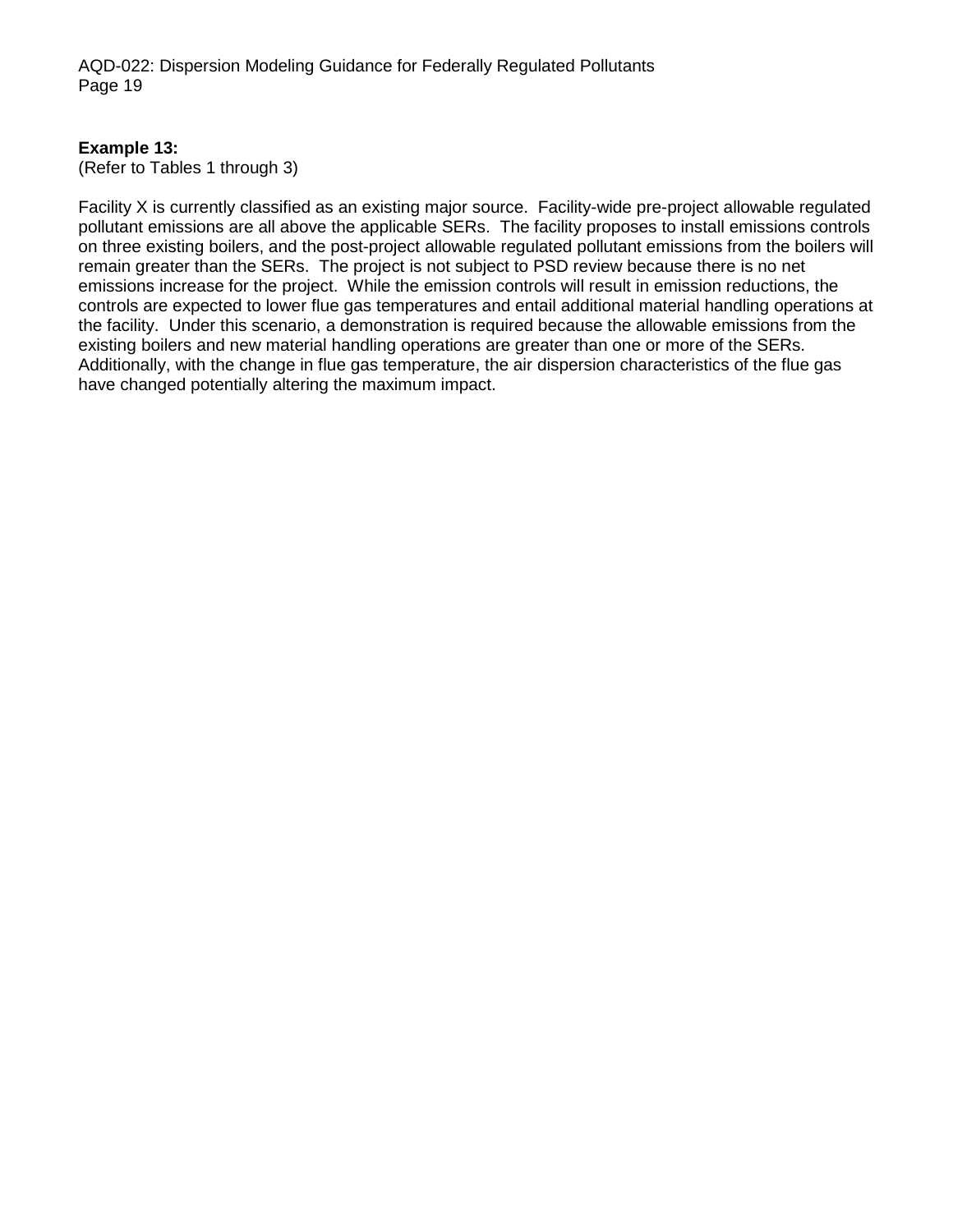**Example 13:**
(Refer to Tables 1 through 3)

Facility X is currently classified as an existing major source. Facility-wide pre-project allowable regulated pollutant emissions are all above the applicable SERs. The facility proposes to install emissions controls on three existing boilers, and the post-project allowable regulated pollutant emissions from the boilers will remain greater than the SERs. The project is not subject to PSD review because there is no net emissions increase for the project. While the emission controls will result in emission reductions, the controls are expected to lower flue gas temperatures and entail additional material handling operations at the facility. Under this scenario, a demonstration is required because the allowable emissions from the existing boilers and new material handling operations are greater than one or more of the SERs. Additionally, with the change in flue gas temperature, the air dispersion characteristics of the flue gas have changed potentially altering the maximum impact.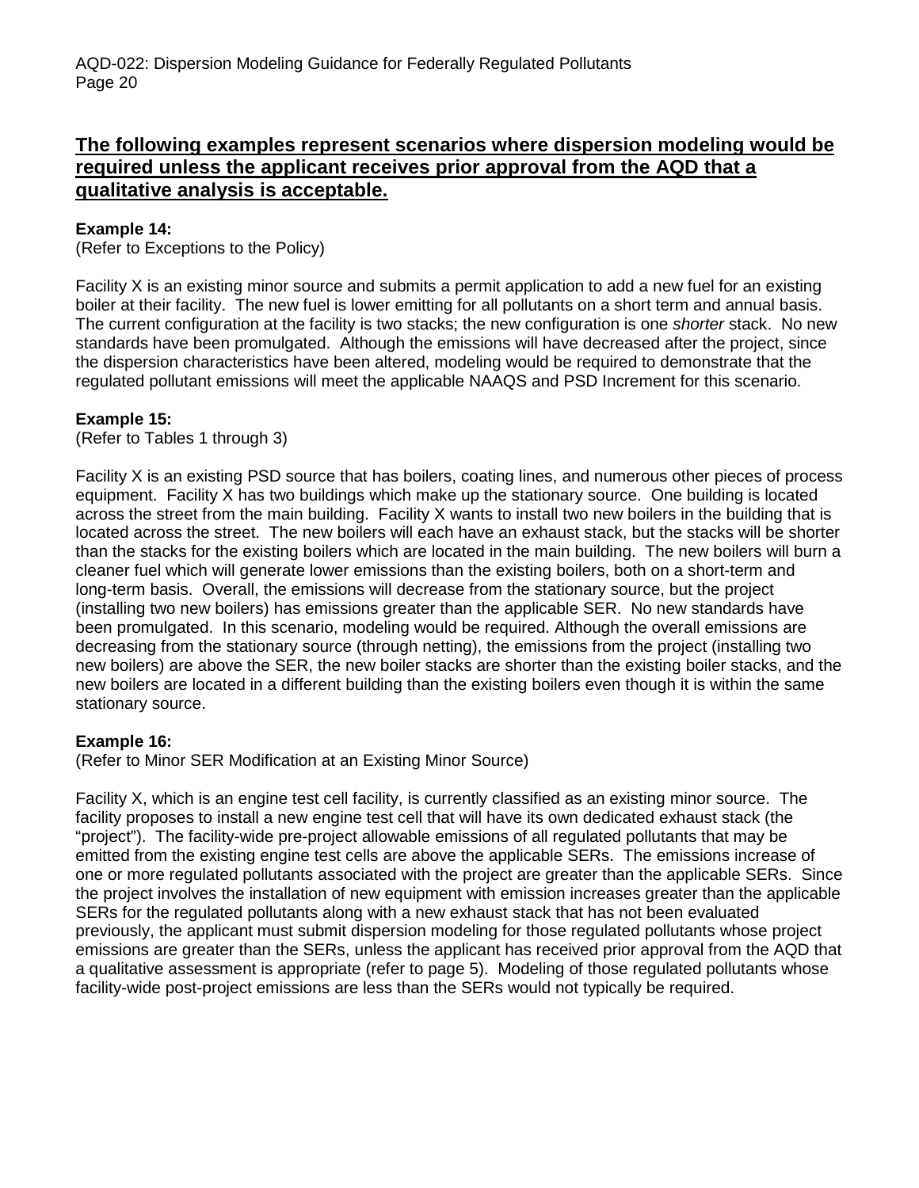## **The following examples represent scenarios where dispersion modeling would be required unless the applicant receives prior approval from the AQD that a qualitative analysis is acceptable.**

**Example 14:**
(Refer to Exceptions to the Policy)

Facility X is an existing minor source and submits a permit application to add a new fuel for an existing boiler at their facility. The new fuel is lower emitting for all pollutants on a short term and annual basis. The current configuration at the facility is two stacks; the new configuration is one *shorter* stack. No new standards have been promulgated. Although the emissions will have decreased after the project, since the dispersion characteristics have been altered, modeling would be required to demonstrate that the regulated pollutant emissions will meet the applicable NAAQS and PSD Increment for this scenario.

**Example 15:**
(Refer to Tables 1 through 3)

Facility X is an existing PSD source that has boilers, coating lines, and numerous other pieces of process equipment. Facility X has two buildings which make up the stationary source. One building is located across the street from the main building. Facility X wants to install two new boilers in the building that is located across the street. The new boilers will each have an exhaust stack, but the stacks will be shorter than the stacks for the existing boilers which are located in the main building. The new boilers will burn a cleaner fuel which will generate lower emissions than the existing boilers, both on a short-term and long-term basis. Overall, the emissions will decrease from the stationary source, but the project (installing two new boilers) has emissions greater than the applicable SER. No new standards have been promulgated. In this scenario, modeling would be required. Although the overall emissions are decreasing from the stationary source (through netting), the emissions from the project (installing two new boilers) are above the SER, the new boiler stacks are shorter than the existing boiler stacks, and the new boilers are located in a different building than the existing boilers even though it is within the same stationary source.

**Example 16:**
(Refer to Minor SER Modification at an Existing Minor Source)

Facility X, which is an engine test cell facility, is currently classified as an existing minor source. The facility proposes to install a new engine test cell that will have its own dedicated exhaust stack (the "project"). The facility-wide pre-project allowable emissions of all regulated pollutants that may be emitted from the existing engine test cells are above the applicable SERs. The emissions increase of one or more regulated pollutants associated with the project are greater than the applicable SERs. Since the project involves the installation of new equipment with emission increases greater than the applicable SERs for the regulated pollutants along with a new exhaust stack that has not been evaluated previously, the applicant must submit dispersion modeling for those regulated pollutants whose project emissions are greater than the SERs, unless the applicant has received prior approval from the AQD that a qualitative assessment is appropriate (refer to page 5). Modeling of those regulated pollutants whose facility-wide post-project emissions are less than the SERs would not typically be required.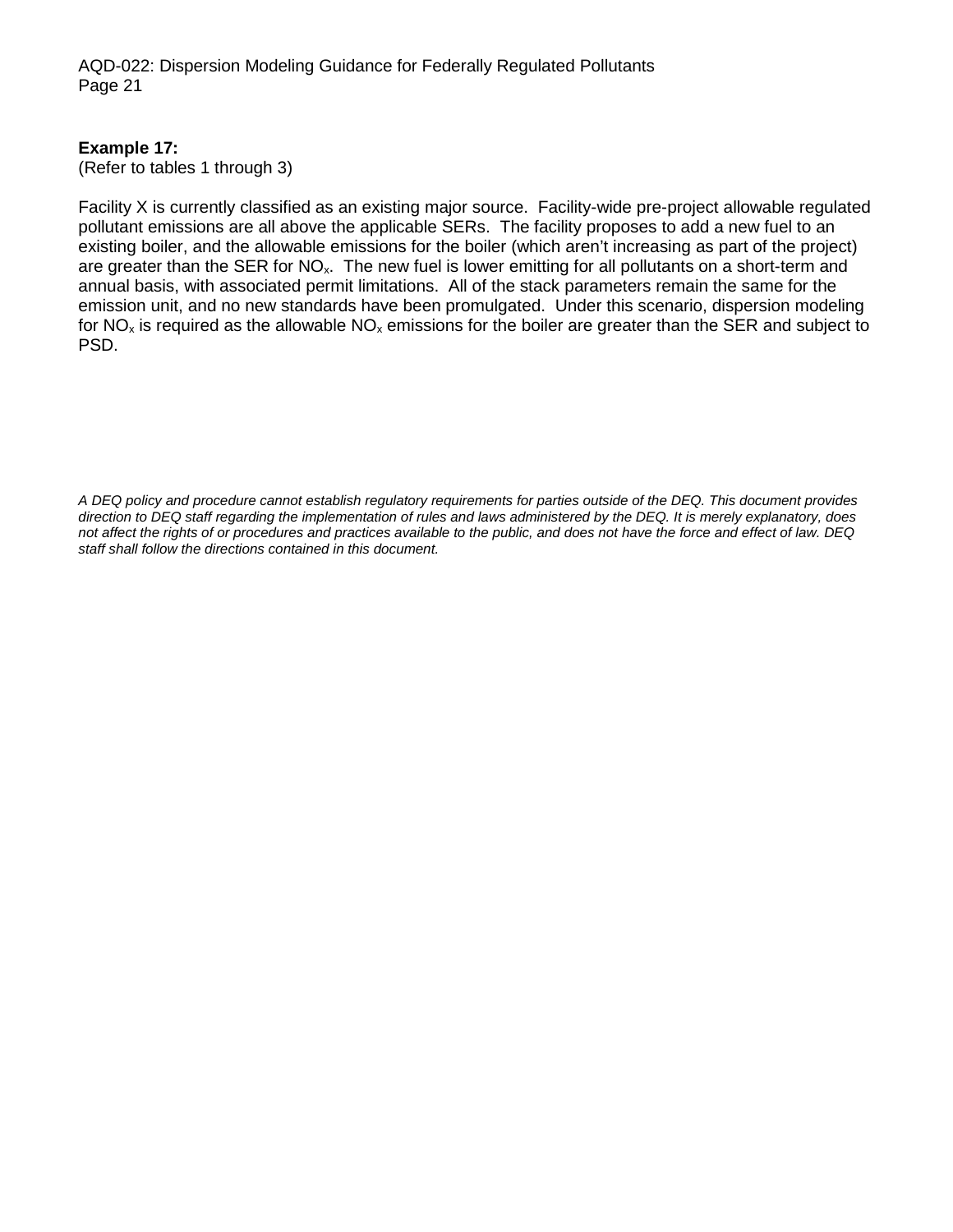**Example 17:**
(Refer to tables 1 through 3)

Facility X is currently classified as an existing major source. Facility-wide pre-project allowable regulated pollutant emissions are all above the applicable SERs. The facility proposes to add a new fuel to an existing boiler, and the allowable emissions for the boiler (which aren't increasing as part of the project) are greater than the SER for $NO_x$. The new fuel is lower emitting for all pollutants on a short-term and annual basis, with associated permit limitations. All of the stack parameters remain the same for the emission unit, and no new standards have been promulgated. Under this scenario, dispersion modeling for $NO_x$ is required as the allowable $NO_x$ emissions for the boiler are greater than the SER and subject to PSD.

*A DEQ policy and procedure cannot establish regulatory requirements for parties outside of the DEQ. This document provides direction to DEQ staff regarding the implementation of rules and laws administered by the DEQ. It is merely explanatory, does not affect the rights of or procedures and practices available to the public, and does not have the force and effect of law. DEQ staff shall follow the directions contained in this document.*